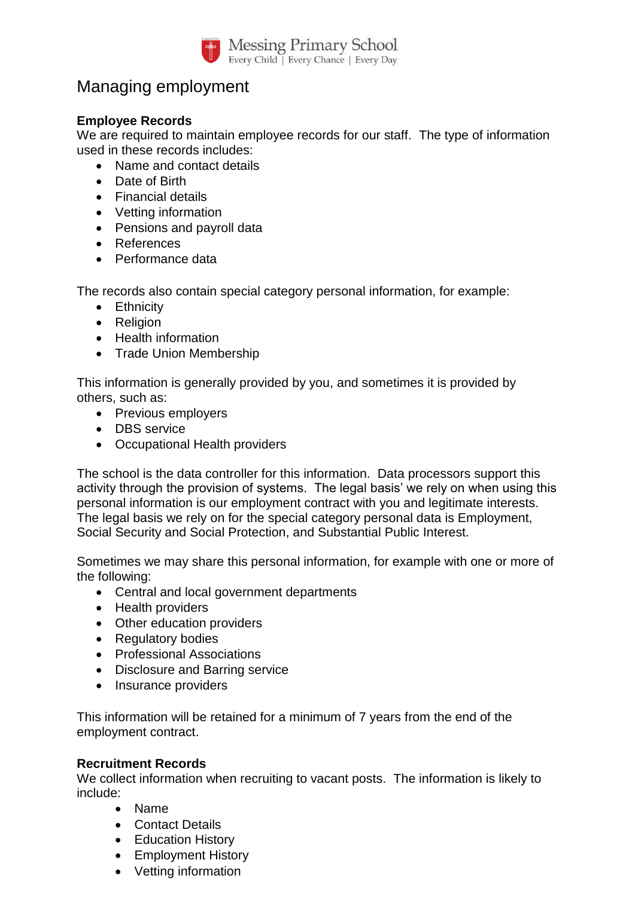# Managing employment

**Employee Records**
We are required to maintain employee records for our staff. The type of information used in these records includes:

- Name and contact details
- Date of Birth
- Financial details
- Vetting information
- Pensions and payroll data
- References
- Performance data

The records also contain special category personal information, for example:

- Ethnicity
- Religion
- Health information
- Trade Union Membership

This information is generally provided by you, and sometimes it is provided by others, such as:

- Previous employers
- DBS service
- Occupational Health providers

The school is the data controller for this information. Data processors support this activity through the provision of systems. The legal basis' we rely on when using this personal information is our employment contract with you and legitimate interests. The legal basis we rely on for the special category personal data is Employment, Social Security and Social Protection, and Substantial Public Interest.

Sometimes we may share this personal information, for example with one or more of the following:

- Central and local government departments
- Health providers
- Other education providers
- Regulatory bodies
- Professional Associations
- Disclosure and Barring service
- Insurance providers

This information will be retained for a minimum of 7 years from the end of the employment contract.

**Recruitment Records**
We collect information when recruiting to vacant posts. The information is likely to include:

- Name
- Contact Details
- Education History
- Employment History
- Vetting information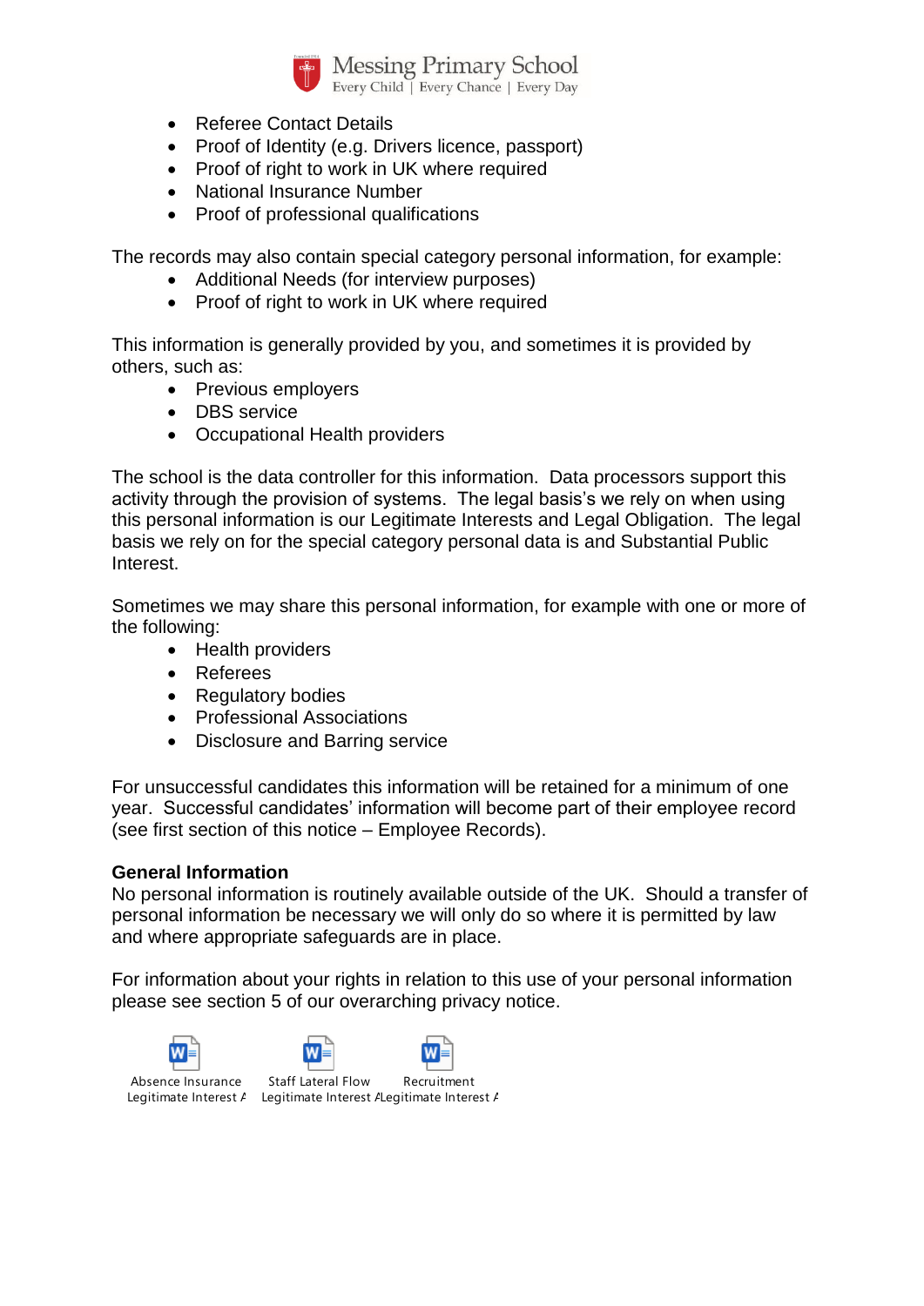- Referee Contact Details
- Proof of Identity (e.g. Drivers licence, passport)
- Proof of right to work in UK where required
- National Insurance Number
- Proof of professional qualifications

The records may also contain special category personal information, for example:

- Additional Needs (for interview purposes)
- Proof of right to work in UK where required

This information is generally provided by you, and sometimes it is provided by others, such as:

- Previous employers
- DBS service
- Occupational Health providers

The school is the data controller for this information. Data processors support this activity through the provision of systems. The legal basis's we rely on when using this personal information is our Legitimate Interests and Legal Obligation. The legal basis we rely on for the special category personal data is and Substantial Public Interest.

Sometimes we may share this personal information, for example with one or more of the following:

- Health providers
- Referees
- Regulatory bodies
- Professional Associations
- Disclosure and Barring service

For unsuccessful candidates this information will be retained for a minimum of one year. Successful candidates' information will become part of their employee record (see first section of this notice – Employee Records).

**General Information**

No personal information is routinely available outside of the UK. Should a transfer of personal information be necessary we will only do so where it is permitted by law and where appropriate safeguards are in place.

For information about your rights in relation to this use of your personal information please see section 5 of our overarching privacy notice.

Absence Insurance Legitimate Interest A

Staff Lateral Flow Legitimate Interest A

Recruitment Legitimate Interest A